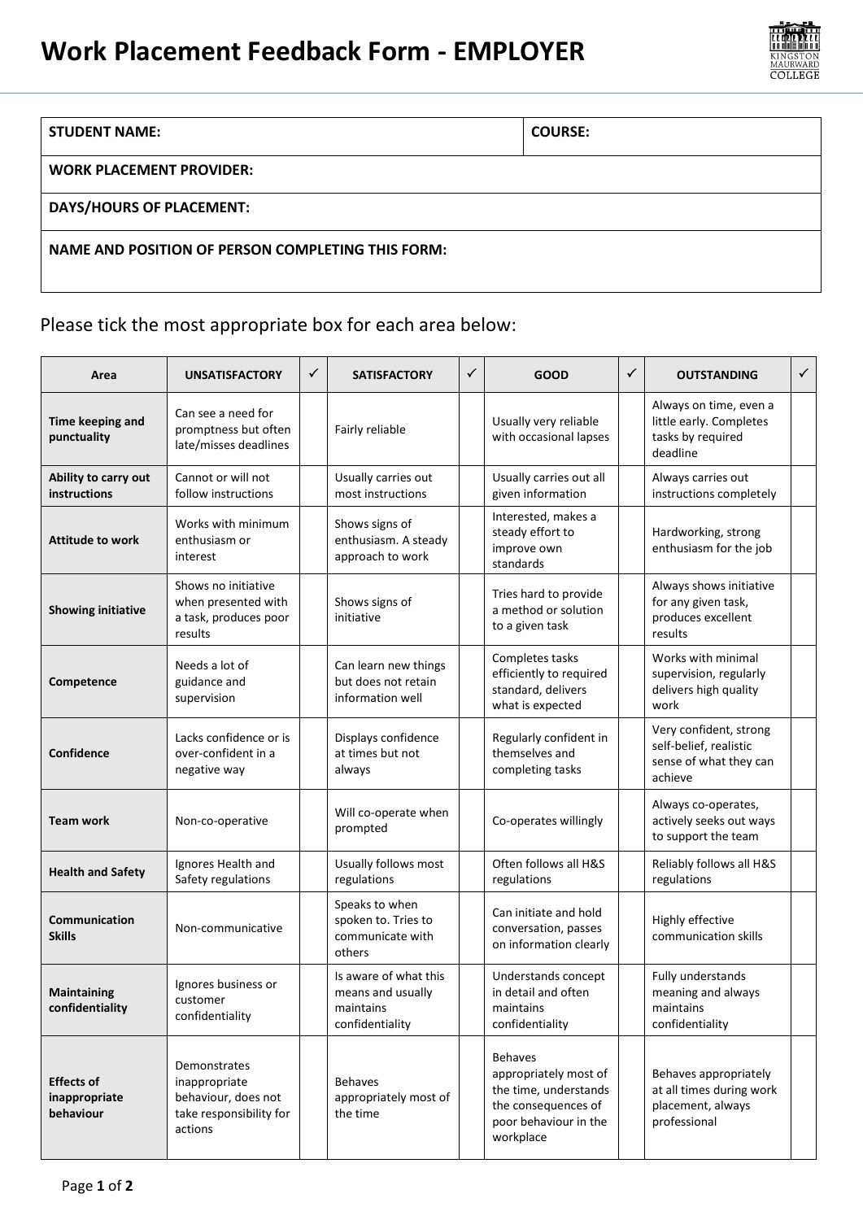# Work Placement Feedback Form - EMPLOYER

| STUDENT NAME: | COURSE: |
|---|---|
| WORK PLACEMENT PROVIDER: | |
| DAYS/HOURS OF PLACEMENT: | |
| NAME AND POSITION OF PERSON COMPLETING THIS FORM: | |

Please tick the most appropriate box for each area below:

| Area | UNSATISFACTORY | ✓ | SATISFACTORY | ✓ | GOOD | ✓ | OUTSTANDING | ✓ |
|---|---|---|---|---|---|---|---|---|
| **Time keeping and punctuality** | Can see a need for promptness but often late/misses deadlines | | Fairly reliable | | Usually very reliable with occasional lapses | | Always on time, even a little early. Completes tasks by required deadline | |
| **Ability to carry out instructions** | Cannot or will not follow instructions | | Usually carries out most instructions | | Usually carries out all given information | | Always carries out instructions completely | |
| **Attitude to work** | Works with minimum enthusiasm or interest | | Shows signs of enthusiasm. A steady approach to work | | Interested, makes a steady effort to improve own standards | | Hardworking, strong enthusiasm for the job | |
| **Showing initiative** | Shows no initiative when presented with a task, produces poor results | | Shows signs of initiative | | Tries hard to provide a method or solution to a given task | | Always shows initiative for any given task, produces excellent results | |
| **Competence** | Needs a lot of guidance and supervision | | Can learn new things but does not retain information well | | Completes tasks efficiently to required standard, delivers what is expected | | Works with minimal supervision, regularly delivers high quality work | |
| **Confidence** | Lacks confidence or is over-confident in a negative way | | Displays confidence at times but not always | | Regularly confident in themselves and completing tasks | | Very confident, strong self-belief, realistic sense of what they can achieve | |
| **Team work** | Non-co-operative | | Will co-operate when prompted | | Co-operates willingly | | Always co-operates, actively seeks out ways to support the team | |
| **Health and Safety** | Ignores Health and Safety regulations | | Usually follows most regulations | | Often follows all H&S regulations | | Reliably follows all H&S regulations | |
| **Communication Skills** | Non-communicative | | Speaks to when spoken to. Tries to communicate with others | | Can initiate and hold conversation, passes on information clearly | | Highly effective communication skills | |
| **Maintaining confidentiality** | Ignores business or customer confidentiality | | Is aware of what this means and usually maintains confidentiality | | Understands concept in detail and often maintains confidentiality | | Fully understands meaning and always maintains confidentiality | |
| **Effects of inappropriate behaviour** | Demonstrates inappropriate behaviour, does not take responsibility for actions | | Behaves appropriately most of the time | | Behaves appropriately most of the time, understands the consequences of poor behaviour in the workplace | | Behaves appropriately at all times during work placement, always professional | |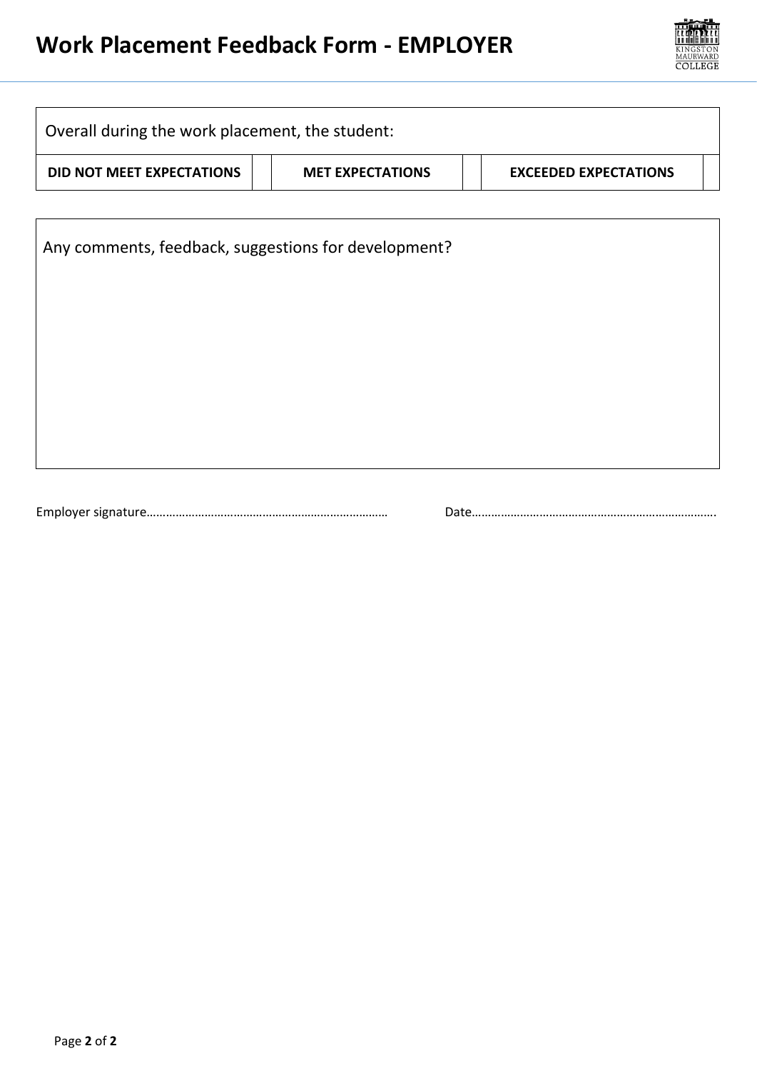# Work Placement Feedback Form - EMPLOYER

| Overall during the work placement, the student: | | | | | |
|---|---|---|---|---|---|
| **DID NOT MEET EXPECTATIONS** | | **MET EXPECTATIONS** | | **EXCEEDED EXPECTATIONS** | |

| Any comments, feedback, suggestions for development? |
|---|
| |

Employer signature………………………………………………………………… Date…………………………………………………………………